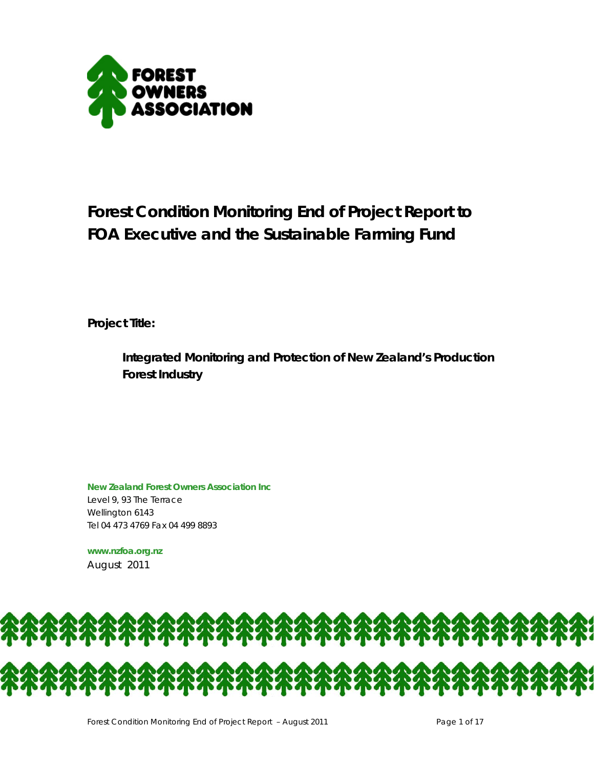FOREST OWNERS ASSOCIATION

# Forest Condition Monitoring End of Project Report to FOA Executive and the Sustainable Farming Fund

**Project Title:**

**Integrated Monitoring and Protection of New Zealand's Production Forest Industry**

**New Zealand Forest Owners Association Inc**
Level 9, 93 The Terrace
Wellington 6143
Tel 04 473 4769 Fax 04 499 8893

**www.nzfoa.org.nz**
August 2011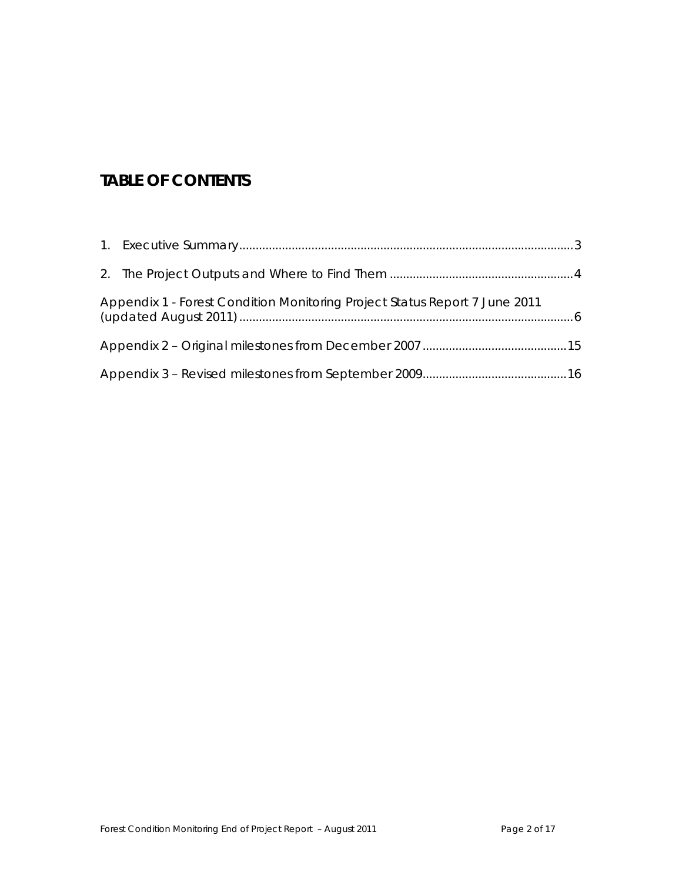# TABLE OF CONTENTS

1. Executive Summary....................................................................................................3
2. The Project Outputs and Where to Find Them .......................................................4

Appendix 1 - Forest Condition Monitoring Project Status Report 7 June 2011 (updated August 2011)....................................................................................................6

Appendix 2 – Original milestones from December 2007............................................15

Appendix 3 – Revised milestones from September 2009...........................................16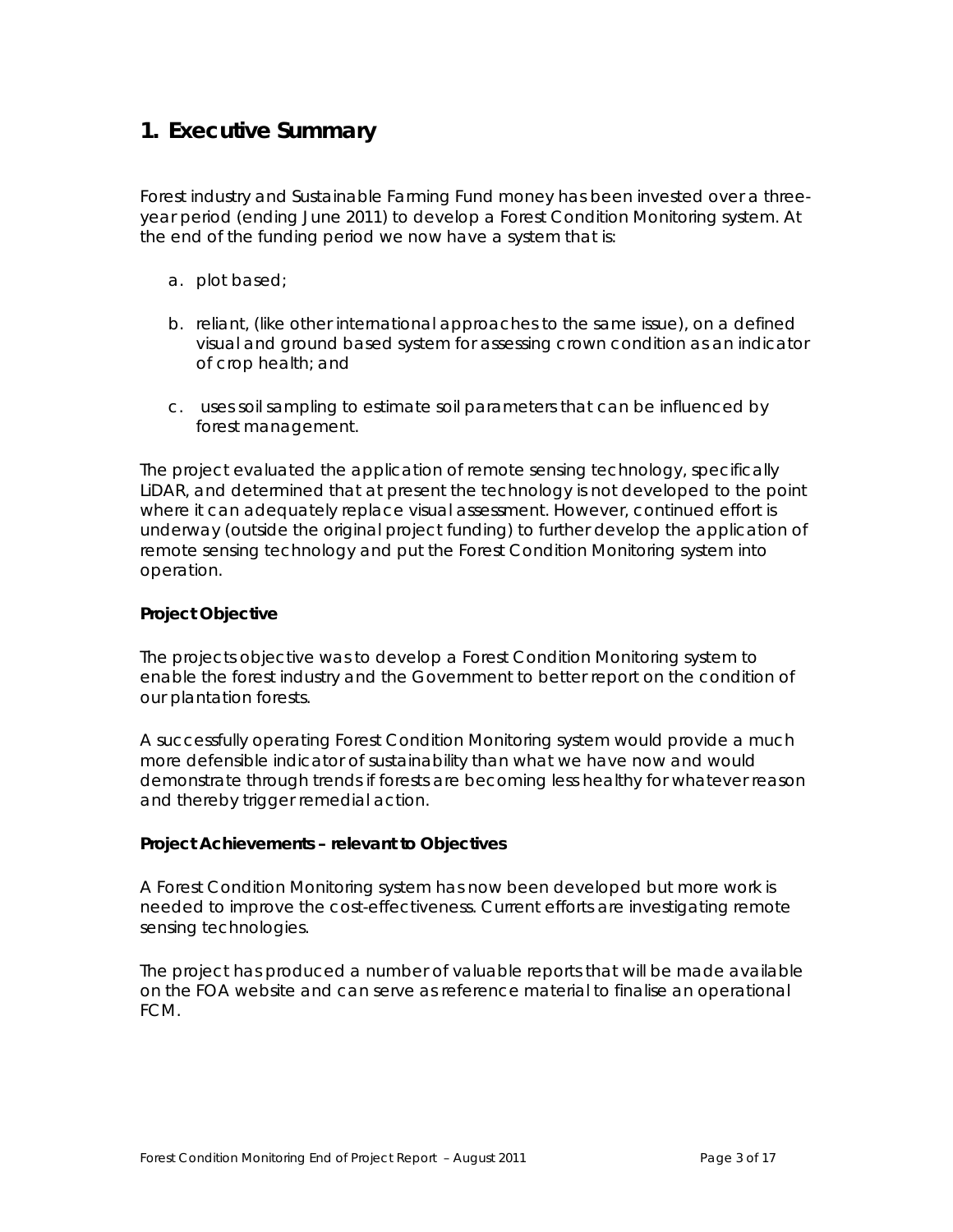# 1. Executive Summary

Forest industry and Sustainable Farming Fund money has been invested over a three-year period (ending June 2011) to develop a Forest Condition Monitoring system. At the end of the funding period we now have a system that is:

a. plot based;

b. reliant, (like other international approaches to the same issue), on a defined visual and ground based system for assessing crown condition as an indicator of crop health; and

c. uses soil sampling to estimate soil parameters that can be influenced by forest management.

The project evaluated the application of remote sensing technology, specifically LiDAR, and determined that at present the technology is not developed to the point where it can adequately replace visual assessment. However, continued effort is underway (outside the original project funding) to further develop the application of remote sensing technology and put the Forest Condition Monitoring system into operation.

**Project Objective**

The projects objective was to develop a Forest Condition Monitoring system to enable the forest industry and the Government to better report on the condition of our plantation forests.

A successfully operating Forest Condition Monitoring system would provide a much more defensible indicator of sustainability than what we have now and would demonstrate through trends if forests are becoming less healthy for whatever reason and thereby trigger remedial action.

**Project Achievements – relevant to Objectives**

A Forest Condition Monitoring system has now been developed but more work is needed to improve the cost-effectiveness. Current efforts are investigating remote sensing technologies.

The project has produced a number of valuable reports that will be made available on the FOA website and can serve as reference material to finalise an operational FCM.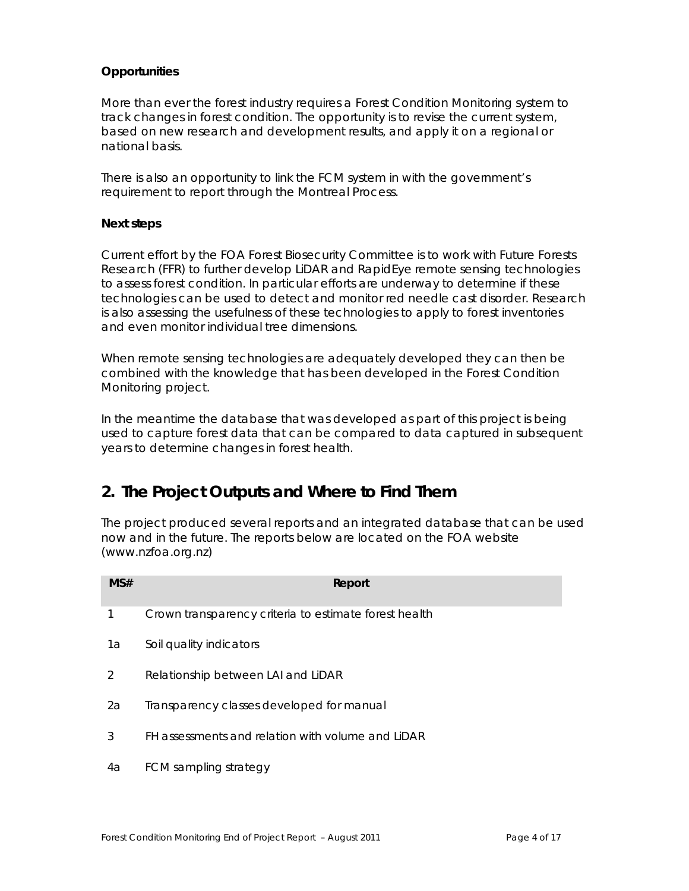**Opportunities**

More than ever the forest industry requires a Forest Condition Monitoring system to track changes in forest condition. The opportunity is to revise the current system, based on new research and development results, and apply it on a regional or national basis.

There is also an opportunity to link the FCM system in with the government's requirement to report through the Montreal Process.

**Next steps**

Current effort by the FOA Forest Biosecurity Committee is to work with Future Forests Research (FFR) to further develop LiDAR and RapidEye remote sensing technologies to assess forest condition. In particular efforts are underway to determine if these technologies can be used to detect and monitor red needle cast disorder. Research is also assessing the usefulness of these technologies to apply to forest inventories and even monitor individual tree dimensions.

When remote sensing technologies are adequately developed they can then be combined with the knowledge that has been developed in the Forest Condition Monitoring project.

In the meantime the database that was developed as part of this project is being used to capture forest data that can be compared to data captured in subsequent years to determine changes in forest health.

## 2. The Project Outputs and Where to Find Them

The project produced several reports and an integrated database that can be used now and in the future. The reports below are located on the FOA website (www.nzfoa.org.nz)

| MS# | Report |
|---|---|
| 1 | Crown transparency criteria to estimate forest health |
| 1a | Soil quality indicators |
| 2 | Relationship between LAI and LiDAR |
| 2a | Transparency classes developed for manual |
| 3 | FH assessments and relation with volume and LiDAR |
| 4a | FCM sampling strategy |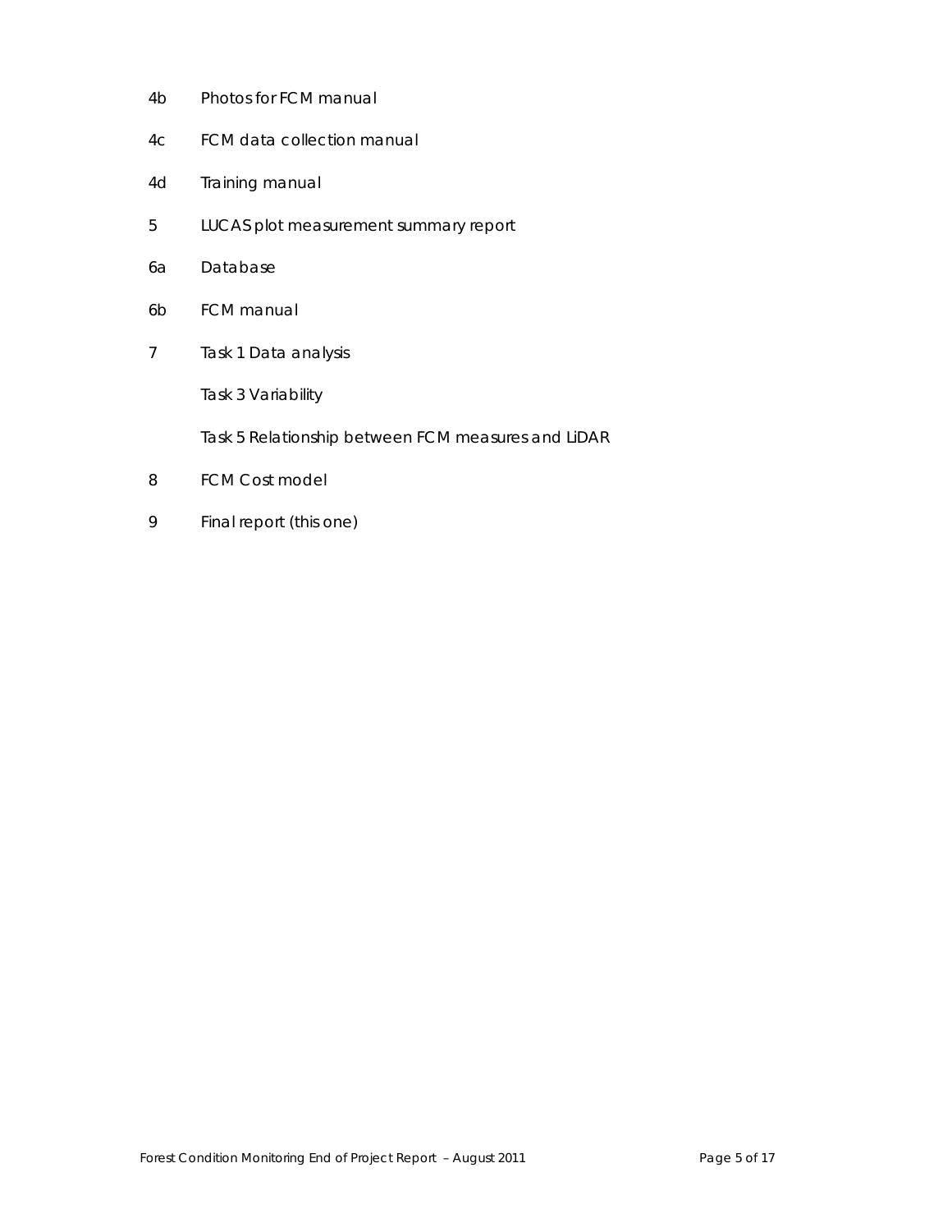| | |
|---|---|
| 4b | Photos for FCM manual |
| 4c | FCM data collection manual |
| 4d | Training manual |
| 5 | LUCAS plot measurement summary report |
| 6a | Database |
| 6b | FCM manual |
| 7 | Task 1 Data analysis |
| | Task 3 Variability |
| | Task 5 Relationship between FCM measures and LiDAR |
| 8 | FCM Cost model |
| 9 | Final report (this one) |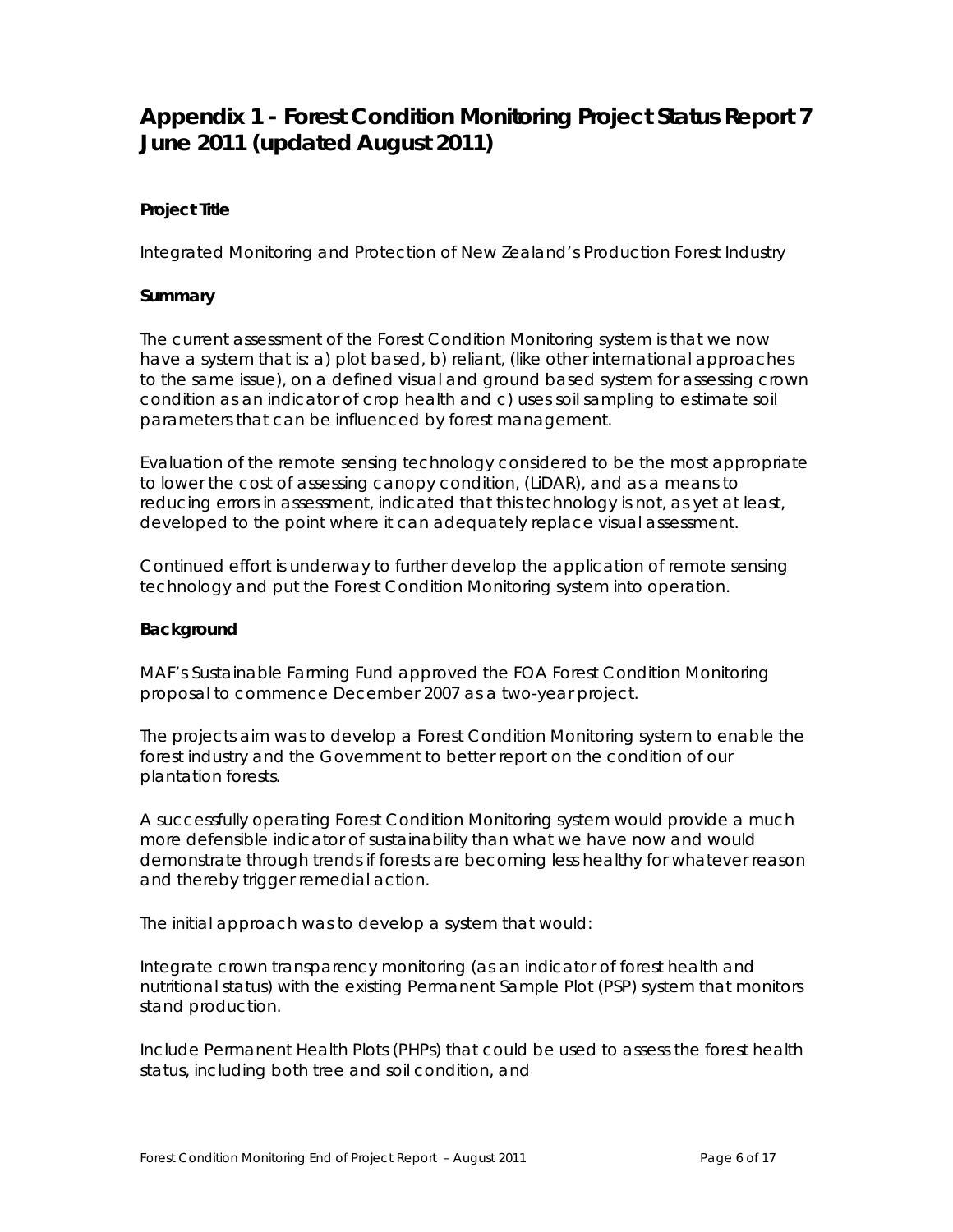# Appendix 1 - Forest Condition Monitoring Project Status Report 7 June 2011 (updated August 2011)

**Project Title**

Integrated Monitoring and Protection of New Zealand's Production Forest Industry

**Summary**

The current assessment of the Forest Condition Monitoring system is that we now have a system that is: a) plot based, b) reliant, (like other international approaches to the same issue), on a defined visual and ground based system for assessing crown condition as an indicator of crop health and c) uses soil sampling to estimate soil parameters that can be influenced by forest management.

Evaluation of the remote sensing technology considered to be the most appropriate to lower the cost of assessing canopy condition, (LiDAR), and as a means to reducing errors in assessment, indicated that this technology is not, as yet at least, developed to the point where it can adequately replace visual assessment.

Continued effort is underway to further develop the application of remote sensing technology and put the Forest Condition Monitoring system into operation.

**Background**

MAF's Sustainable Farming Fund approved the FOA Forest Condition Monitoring proposal to commence December 2007 as a two-year project.

The projects aim was to develop a Forest Condition Monitoring system to enable the forest industry and the Government to better report on the condition of our plantation forests.

A successfully operating Forest Condition Monitoring system would provide a much more defensible indicator of sustainability than what we have now and would demonstrate through trends if forests are becoming less healthy for whatever reason and thereby trigger remedial action.

The initial approach was to develop a system that would:

Integrate crown transparency monitoring (as an indicator of forest health and nutritional status) with the existing Permanent Sample Plot (PSP) system that monitors stand production.

Include Permanent Health Plots (PHPs) that could be used to assess the forest health status, including both tree and soil condition, and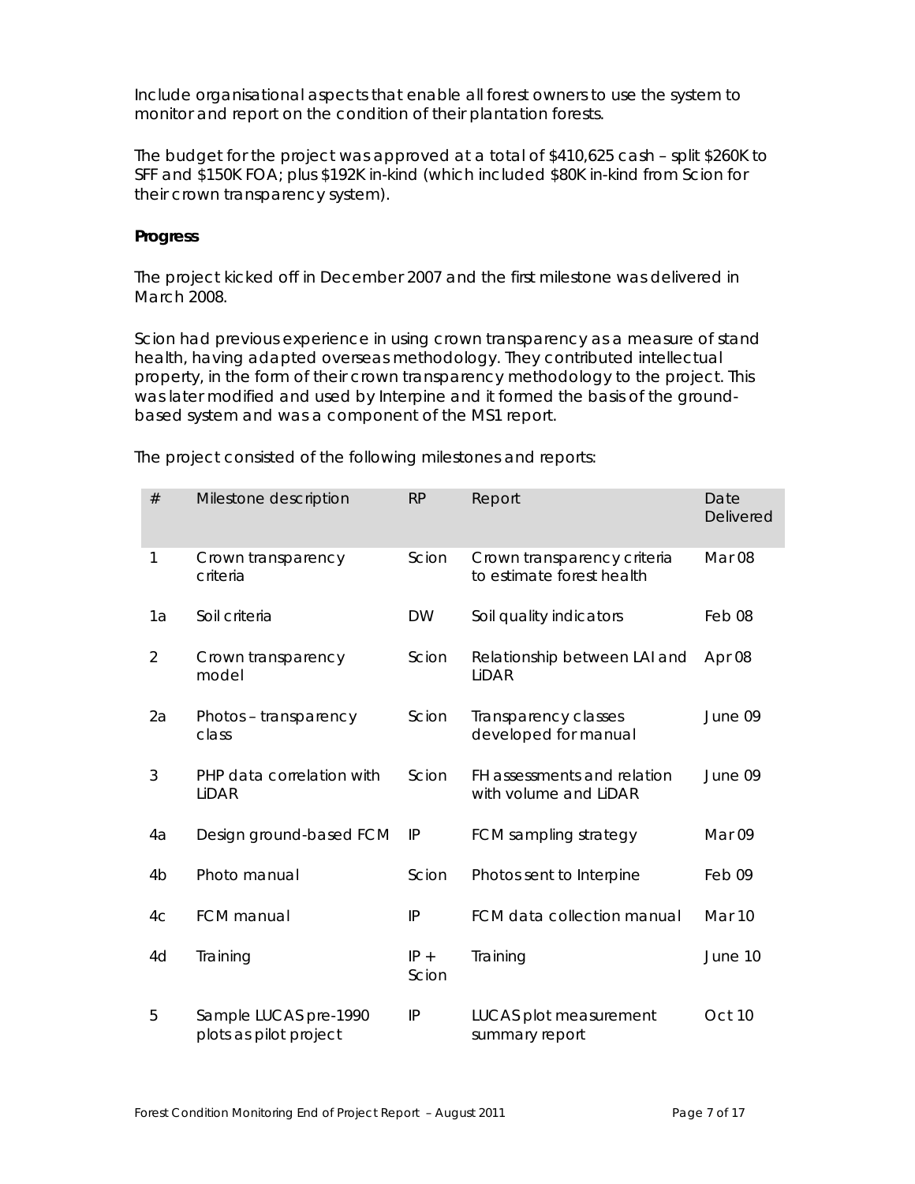Include organisational aspects that enable all forest owners to use the system to monitor and report on the condition of their plantation forests.

The budget for the project was approved at a total of $410,625 cash – split $260K to SFF and $150K FOA; plus $192K in-kind (which included $80K in-kind from Scion for their crown transparency system).

**Progress**

The project kicked off in December 2007 and the first milestone was delivered in March 2008.

Scion had previous experience in using crown transparency as a measure of stand health, having adapted overseas methodology. They contributed intellectual property, in the form of their crown transparency methodology to the project. This was later modified and used by Interpine and it formed the basis of the ground-based system and was a component of the MS1 report.

The project consisted of the following milestones and reports:

| # | Milestone description | RP | Report | Date Delivered |
|---|---|---|---|---|
| 1 | Crown transparency criteria | Scion | Crown transparency criteria to estimate forest health | Mar 08 |
| 1a | Soil criteria | DW | Soil quality indicators | Feb 08 |
| 2 | Crown transparency model | Scion | Relationship between LAI and LiDAR | Apr 08 |
| 2a | Photos – transparency class | Scion | Transparency classes developed for manual | June 09 |
| 3 | PHP data correlation with LiDAR | Scion | FH assessments and relation with volume and LiDAR | June 09 |
| 4a | Design ground-based FCM | IP | FCM sampling strategy | Mar 09 |
| 4b | Photo manual | Scion | Photos sent to Interpine | Feb 09 |
| 4c | FCM manual | IP | FCM data collection manual | Mar 10 |
| 4d | Training | IP + Scion | Training | June 10 |
| 5 | Sample LUCAS pre-1990 plots as pilot project | IP | LUCAS plot measurement summary report | Oct 10 |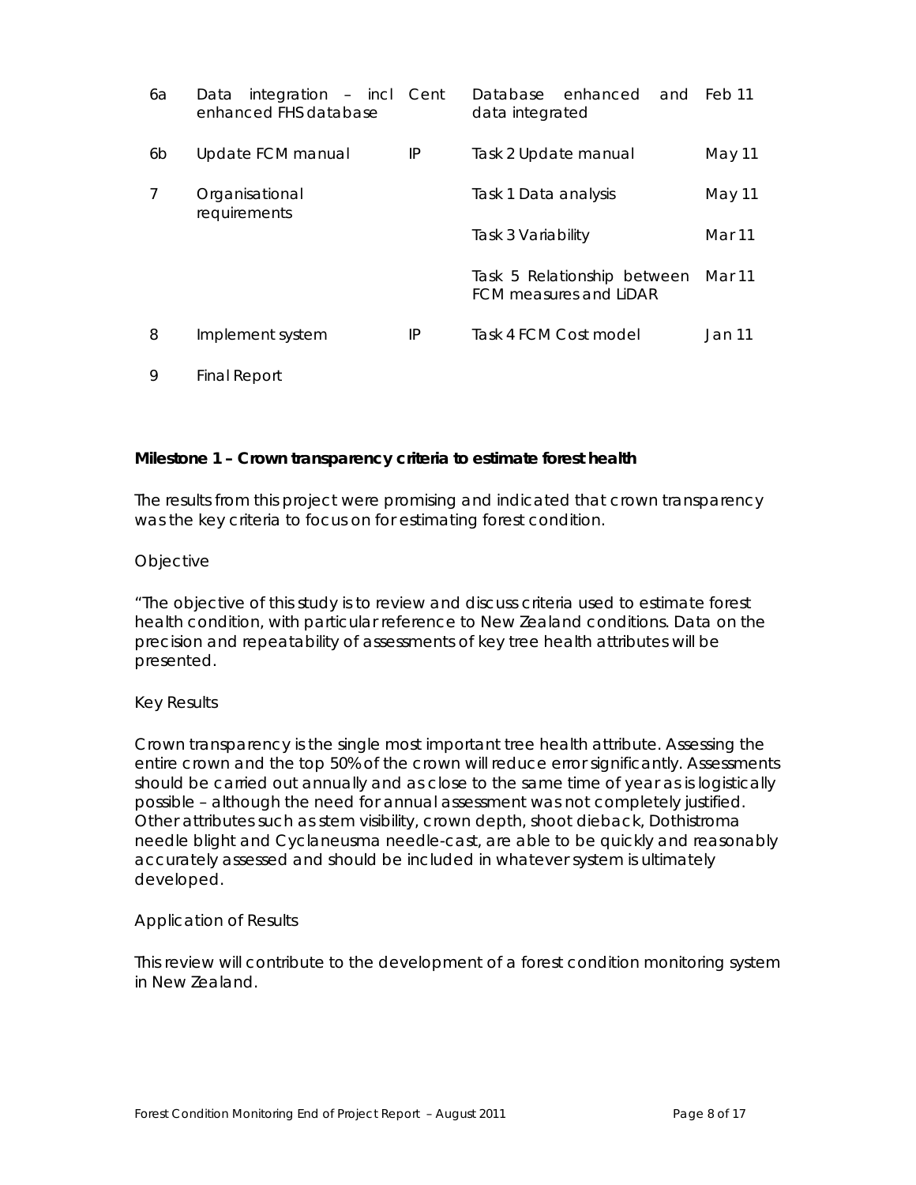| | | | | |
|---|---|---|---|---|
| 6a | Data integration – incl enhanced FHS database | Cent | Database enhanced and data integrated | Feb 11 |
| 6b | Update FCM manual | IP | Task 2 Update manual | May 11 |
| 7 | Organisational requirements | | Task 1 Data analysis | May 11 |
| | | | Task 3 Variability | Mar 11 |
| | | | Task 5 Relationship between FCM measures and LiDAR | Mar 11 |
| 8 | Implement system | IP | Task 4 FCM Cost model | Jan 11 |
| 9 | Final Report | | | |

**Milestone 1 – Crown transparency criteria to estimate forest health**

The results from this project were promising and indicated that crown transparency was the key criteria to focus on for estimating forest condition.

Objective

"The objective of this study is to review and discuss criteria used to estimate forest health condition, with particular reference to New Zealand conditions. Data on the precision and repeatability of assessments of key tree health attributes will be presented.

Key Results

Crown transparency is the single most important tree health attribute. Assessing the entire crown and the top 50% of the crown will reduce error significantly. Assessments should be carried out annually and as close to the same time of year as is logistically possible – although the need for annual assessment was not completely justified. Other attributes such as stem visibility, crown depth, shoot dieback, Dothistroma needle blight and Cyclaneusma needle-cast, are able to be quickly and reasonably accurately assessed and should be included in whatever system is ultimately developed.

Application of Results

This review will contribute to the development of a forest condition monitoring system in New Zealand.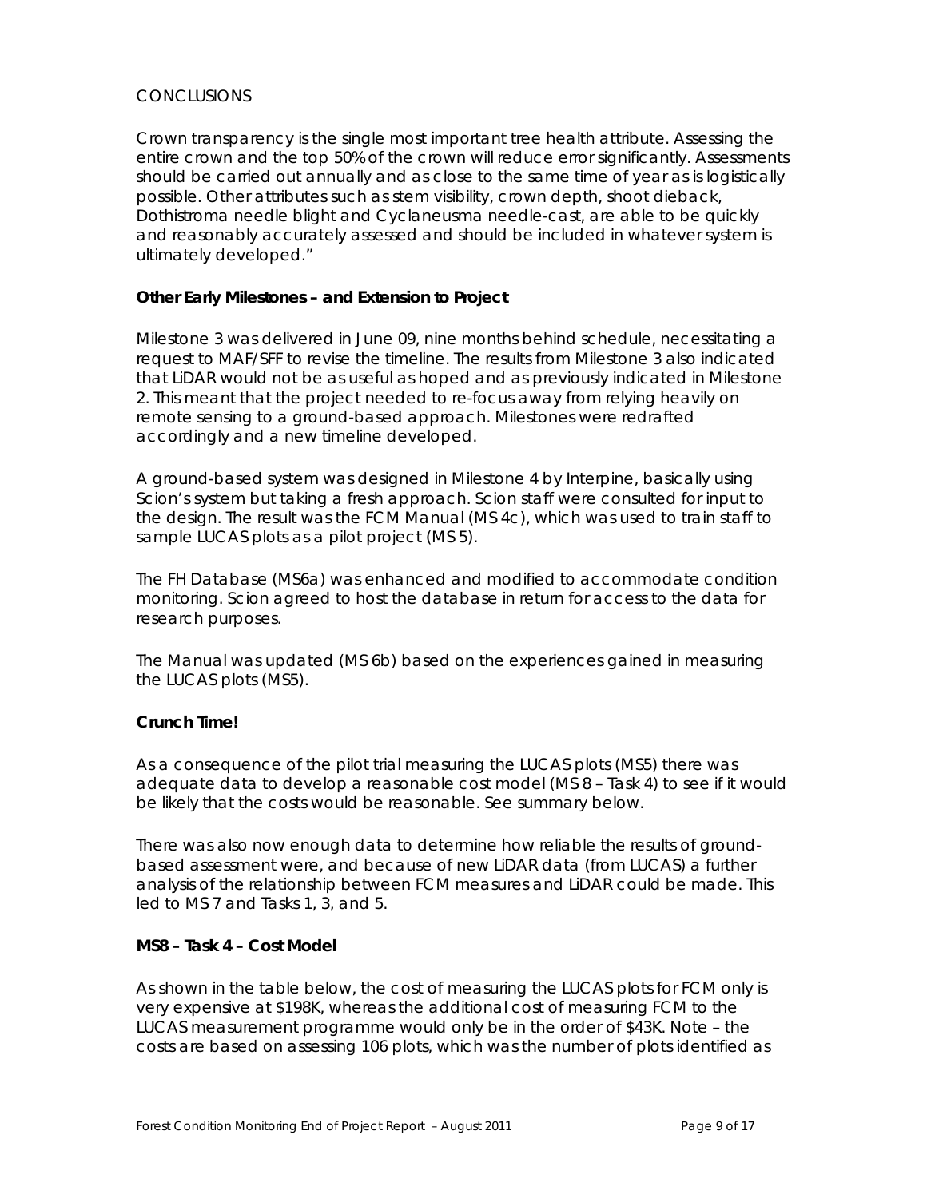CONCLUSIONS

Crown transparency is the single most important tree health attribute. Assessing the entire crown and the top 50% of the crown will reduce error significantly. Assessments should be carried out annually and as close to the same time of year as is logistically possible. Other attributes such as stem visibility, crown depth, shoot dieback, Dothistroma needle blight and Cyclaneusma needle-cast, are able to be quickly and reasonably accurately assessed and should be included in whatever system is ultimately developed."

**Other Early Milestones – and Extension to Project**

Milestone 3 was delivered in June 09, nine months behind schedule, necessitating a request to MAF/SFF to revise the timeline. The results from Milestone 3 also indicated that LiDAR would not be as useful as hoped and as previously indicated in Milestone 2. This meant that the project needed to re-focus away from relying heavily on remote sensing to a ground-based approach. Milestones were redrafted accordingly and a new timeline developed.

A ground-based system was designed in Milestone 4 by Interpine, basically using Scion's system but taking a fresh approach. Scion staff were consulted for input to the design. The result was the FCM Manual (MS 4c), which was used to train staff to sample LUCAS plots as a pilot project (MS 5).

The FH Database (MS6a) was enhanced and modified to accommodate condition monitoring. Scion agreed to host the database in return for access to the data for research purposes.

The Manual was updated (MS 6b) based on the experiences gained in measuring the LUCAS plots (MS5).

**Crunch Time!**

As a consequence of the pilot trial measuring the LUCAS plots (MS5) there was adequate data to develop a reasonable cost model (MS 8 – Task 4) to see if it would be likely that the costs would be reasonable. See summary below.

There was also now enough data to determine how reliable the results of ground-based assessment were, and because of new LiDAR data (from LUCAS) a further analysis of the relationship between FCM measures and LiDAR could be made. This led to MS 7 and Tasks 1, 3, and 5.

**MS8 – Task 4 – Cost Model**

As shown in the table below, the cost of measuring the LUCAS plots for FCM only is very expensive at $198K, whereas the additional cost of measuring FCM to the LUCAS measurement programme would only be in the order of $43K. Note – the costs are based on assessing 106 plots, which was the number of plots identified as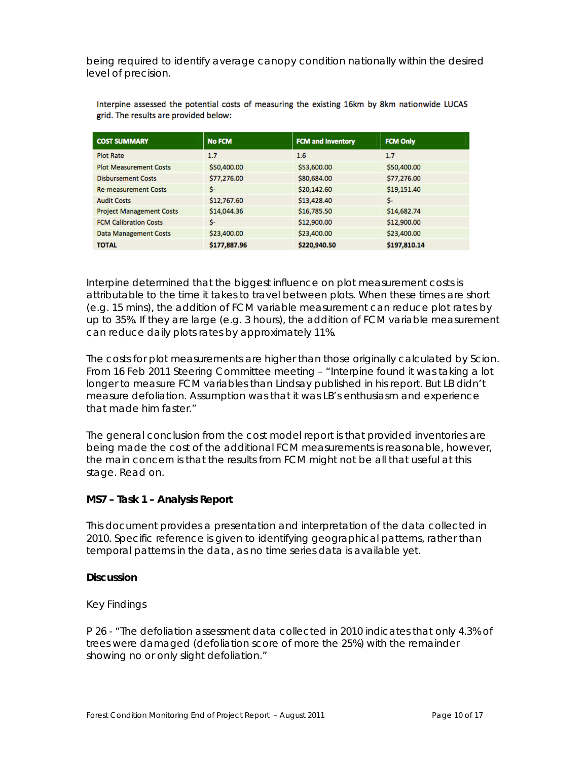being required to identify average canopy condition nationally within the desired level of precision.

Interpine assessed the potential costs of measuring the existing 16km by 8km nationwide LUCAS grid. The results are provided below:

| COST SUMMARY | No FCM | FCM and Inventory | FCM Only |
|---|---|---|---|
| Plot Rate | 1.7 | 1.6 | 1.7 |
| Plot Measurement Costs | $50,400.00 | $53,600.00 | $50,400.00 |
| Disbursement Costs | $77,276.00 | $80,684.00 | $77,276.00 |
| Re-measurement Costs | $- | $20,142.60 | $19,151.40 |
| Audit Costs | $12,767.60 | $13,428.40 | $- |
| Project Management Costs | $14,044.36 | $16,785.50 | $14,682.74 |
| FCM Calibration Costs | $- | $12,900.00 | $12,900.00 |
| Data Management Costs | $23,400.00 | $23,400.00 | $23,400.00 |
| **TOTAL** | **$177,887.96** | **$220,940.50** | **$197,810.14** |

Interpine determined that the biggest influence on plot measurement costs is attributable to the time it takes to travel between plots. When these times are short (e.g. 15 mins), the addition of FCM variable measurement can reduce plot rates by up to 35%. If they are large (e.g. 3 hours), the addition of FCM variable measurement can reduce daily plots rates by approximately 11%.

The costs for plot measurements are higher than those originally calculated by Scion. From 16 Feb 2011 Steering Committee meeting – "Interpine found it was taking a lot longer to measure FCM variables than Lindsay published in his report. But LB didn't measure defoliation. Assumption was that it was LB's enthusiasm and experience that made him faster."

The general conclusion from the cost model report is that provided inventories are being made the cost of the additional FCM measurements is reasonable, however, the main concern is that the results from FCM might not be all that useful at this stage. Read on.

**MS7 – Task 1 – Analysis Report**

This document provides a presentation and interpretation of the data collected in 2010. Specific reference is given to identifying geographical patterns, rather than temporal patterns in the data, as no time series data is available yet.

**Discussion**

Key Findings

P 26 - "The defoliation assessment data collected in 2010 indicates that only 4.3% of trees were damaged (defoliation score of more the 25%) with the remainder showing no or only slight defoliation."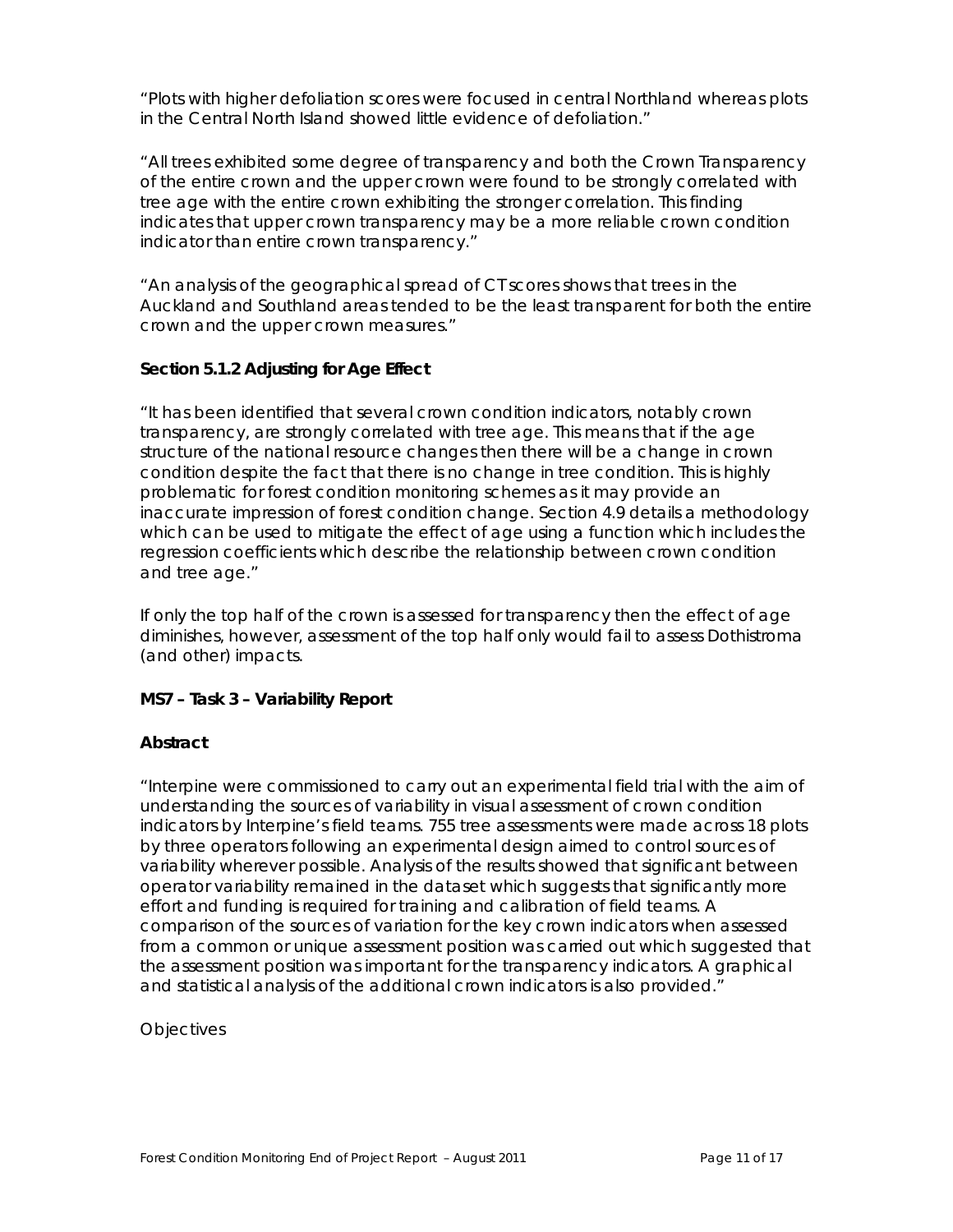"Plots with higher defoliation scores were focused in central Northland whereas plots in the Central North Island showed little evidence of defoliation."

"All trees exhibited some degree of transparency and both the Crown Transparency of the entire crown and the upper crown were found to be strongly correlated with tree age with the entire crown exhibiting the stronger correlation. This finding indicates that upper crown transparency may be a more reliable crown condition indicator than entire crown transparency."

"An analysis of the geographical spread of CT scores shows that trees in the Auckland and Southland areas tended to be the least transparent for both the entire crown and the upper crown measures."

**Section 5.1.2 Adjusting for Age Effect**

"It has been identified that several crown condition indicators, notably crown transparency, are strongly correlated with tree age. This means that if the age structure of the national resource changes then there will be a change in crown condition despite the fact that there is no change in tree condition. This is highly problematic for forest condition monitoring schemes as it may provide an inaccurate impression of forest condition change. Section 4.9 details a methodology which can be used to mitigate the effect of age using a function which includes the regression coefficients which describe the relationship between crown condition and tree age."

If only the top half of the crown is assessed for transparency then the effect of age diminishes, however, assessment of the top half only would fail to assess Dothistroma (and other) impacts.

**MS7 – Task 3 – Variability Report**

**Abstract**

"Interpine were commissioned to carry out an experimental field trial with the aim of understanding the sources of variability in visual assessment of crown condition indicators by Interpine's field teams. 755 tree assessments were made across 18 plots by three operators following an experimental design aimed to control sources of variability wherever possible. Analysis of the results showed that significant between operator variability remained in the dataset which suggests that significantly more effort and funding is required for training and calibration of field teams. A comparison of the sources of variation for the key crown indicators when assessed from a common or unique assessment position was carried out which suggested that the assessment position was important for the transparency indicators. A graphical and statistical analysis of the additional crown indicators is also provided."

Objectives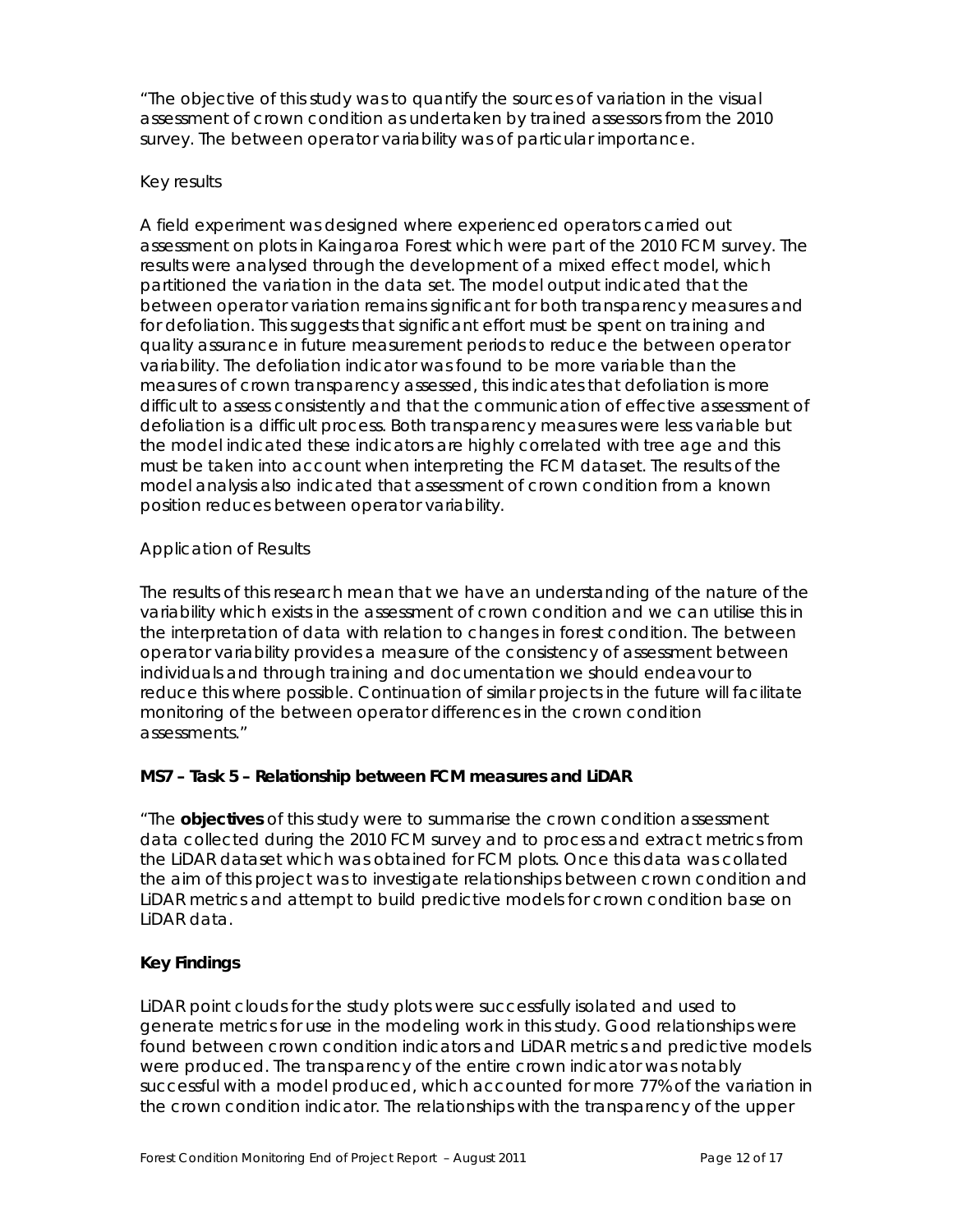"The objective of this study was to quantify the sources of variation in the visual assessment of crown condition as undertaken by trained assessors from the 2010 survey. The between operator variability was of particular importance.

Key results

A field experiment was designed where experienced operators carried out assessment on plots in Kaingaroa Forest which were part of the 2010 FCM survey. The results were analysed through the development of a mixed effect model, which partitioned the variation in the data set. The model output indicated that the between operator variation remains significant for both transparency measures and for defoliation. This suggests that significant effort must be spent on training and quality assurance in future measurement periods to reduce the between operator variability. The defoliation indicator was found to be more variable than the measures of crown transparency assessed, this indicates that defoliation is more difficult to assess consistently and that the communication of effective assessment of defoliation is a difficult process. Both transparency measures were less variable but the model indicated these indicators are highly correlated with tree age and this must be taken into account when interpreting the FCM dataset. The results of the model analysis also indicated that assessment of crown condition from a known position reduces between operator variability.

Application of Results

The results of this research mean that we have an understanding of the nature of the variability which exists in the assessment of crown condition and we can utilise this in the interpretation of data with relation to changes in forest condition. The between operator variability provides a measure of the consistency of assessment between individuals and through training and documentation we should endeavour to reduce this where possible. Continuation of similar projects in the future will facilitate monitoring of the between operator differences in the crown condition assessments."

**MS7 – Task 5 – Relationship between FCM measures and LiDAR**

"The **objectives** of this study were to summarise the crown condition assessment data collected during the 2010 FCM survey and to process and extract metrics from the LiDAR dataset which was obtained for FCM plots. Once this data was collated the aim of this project was to investigate relationships between crown condition and LiDAR metrics and attempt to build predictive models for crown condition base on LiDAR data.

**Key Findings**

LiDAR point clouds for the study plots were successfully isolated and used to generate metrics for use in the modeling work in this study. Good relationships were found between crown condition indicators and LiDAR metrics and predictive models were produced. The transparency of the entire crown indicator was notably successful with a model produced, which accounted for more 77% of the variation in the crown condition indicator. The relationships with the transparency of the upper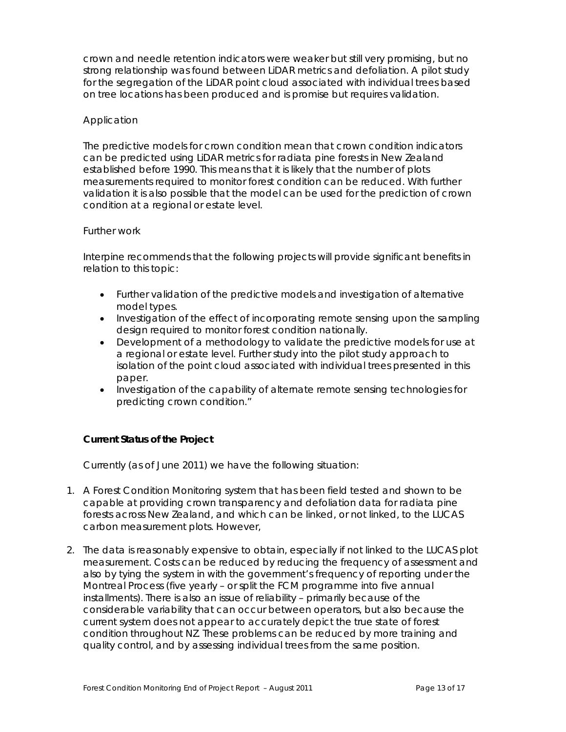crown and needle retention indicators were weaker but still very promising, but no strong relationship was found between LiDAR metrics and defoliation. A pilot study for the segregation of the LiDAR point cloud associated with individual trees based on tree locations has been produced and is promise but requires validation.

Application

The predictive models for crown condition mean that crown condition indicators can be predicted using LiDAR metrics for radiata pine forests in New Zealand established before 1990. This means that it is likely that the number of plots measurements required to monitor forest condition can be reduced. With further validation it is also possible that the model can be used for the prediction of crown condition at a regional or estate level.

Further work

Interpine recommends that the following projects will provide significant benefits in relation to this topic:

- Further validation of the predictive models and investigation of alternative model types.
- Investigation of the effect of incorporating remote sensing upon the sampling design required to monitor forest condition nationally.
- Development of a methodology to validate the predictive models for use at a regional or estate level. Further study into the pilot study approach to isolation of the point cloud associated with individual trees presented in this paper.
- Investigation of the capability of alternate remote sensing technologies for predicting crown condition."

**Current Status of the Project**

Currently (as of June 2011) we have the following situation:

1. A Forest Condition Monitoring system that has been field tested and shown to be capable at providing crown transparency and defoliation data for radiata pine forests across New Zealand, and which can be linked, or not linked, to the LUCAS carbon measurement plots. However,

2. The data is reasonably expensive to obtain, especially if not linked to the LUCAS plot measurement. Costs can be reduced by reducing the frequency of assessment and also by tying the system in with the government's frequency of reporting under the Montreal Process (five yearly – or split the FCM programme into five annual installments). There is also an issue of reliability – primarily because of the considerable variability that can occur between operators, but also because the current system does not appear to accurately depict the true state of forest condition throughout NZ. These problems can be reduced by more training and quality control, and by assessing individual trees from the same position.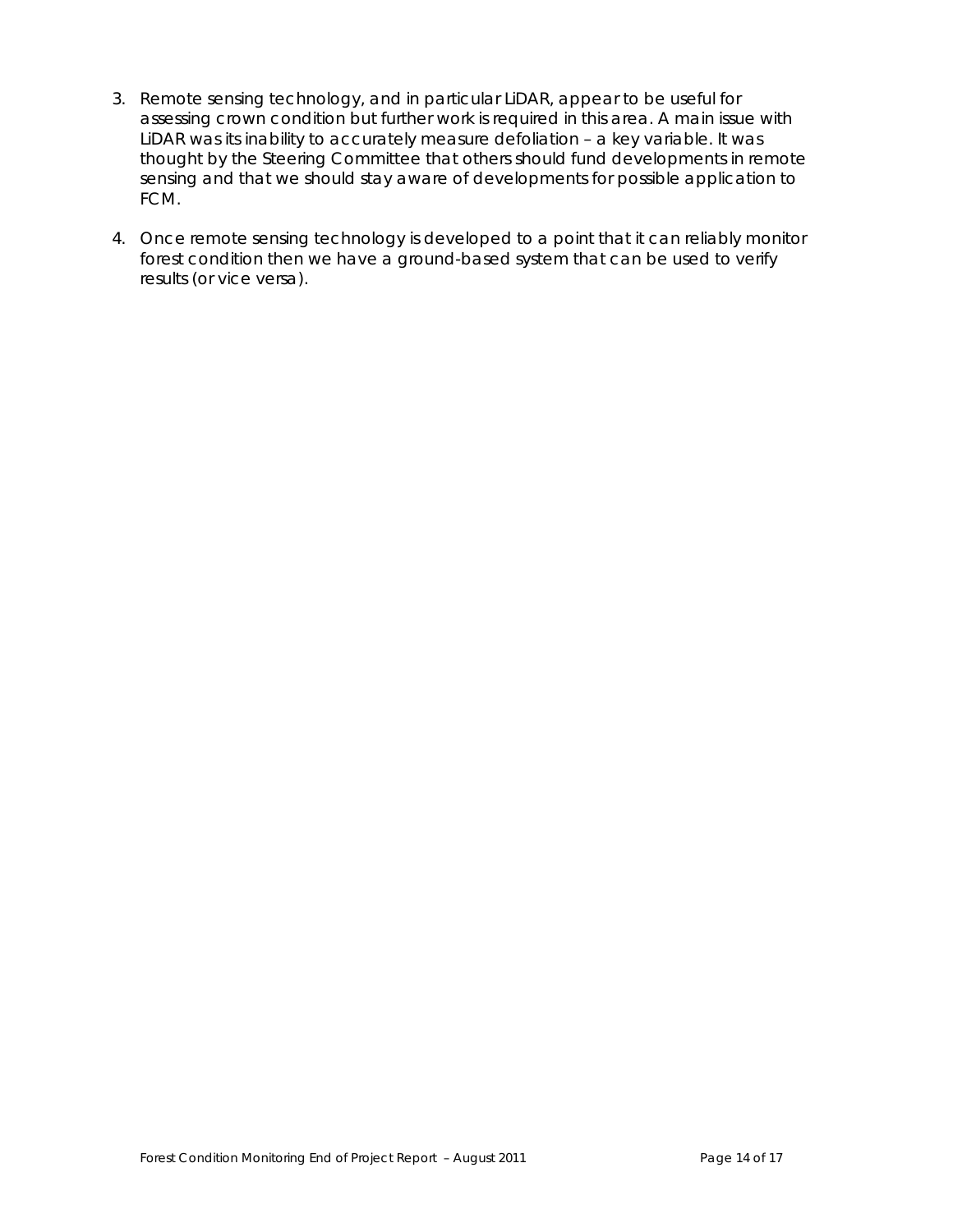3. Remote sensing technology, and in particular LiDAR, appear to be useful for assessing crown condition but further work is required in this area. A main issue with LiDAR was its inability to accurately measure defoliation – a key variable. It was thought by the Steering Committee that others should fund developments in remote sensing and that we should stay aware of developments for possible application to FCM.

4. Once remote sensing technology is developed to a point that it can reliably monitor forest condition then we have a ground-based system that can be used to verify results (or vice versa).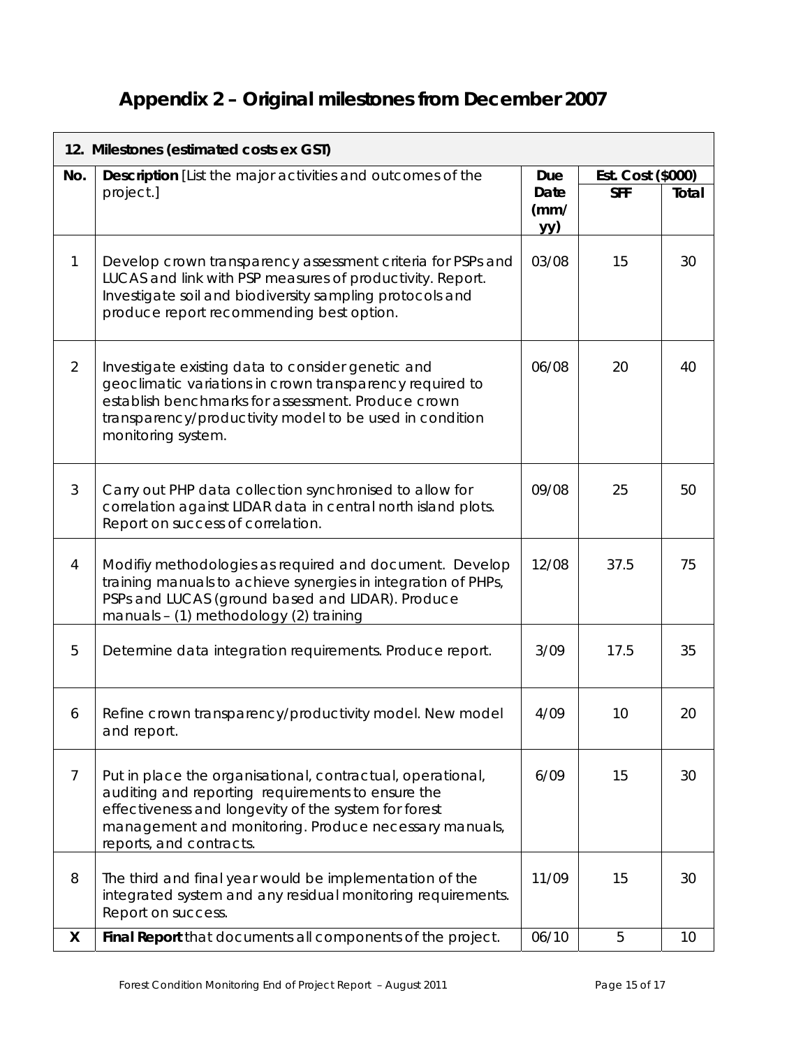# Appendix 2 – Original milestones from December 2007

| 12. Milestones (estimated costs ex GST) | | | | |
|---|---|---|---|---|
| **No.** | **Description** [List the major activities and outcomes of the project.] | **Due Date (mm/ yy)** | **Est. Cost ($000)** | |
| | | | **SFF** | **Total** |
| 1 | Develop crown transparency assessment criteria for PSPs and LUCAS and link with PSP measures of productivity. Report. Investigate soil and biodiversity sampling protocols and produce report recommending best option. | 03/08 | 15 | 30 |
| 2 | Investigate existing data to consider genetic and geoclimatic variations in crown transparency required to establish benchmarks for assessment. Produce crown transparency/productivity model to be used in condition monitoring system. | 06/08 | 20 | 40 |
| 3 | Carry out PHP data collection synchronised to allow for correlation against LIDAR data in central north island plots. Report on success of correlation. | 09/08 | 25 | 50 |
| 4 | Modifiy methodologies as required and document. Develop training manuals to achieve synergies in integration of PHPs, PSPs and LUCAS (ground based and LIDAR). Produce manuals – (1) methodology (2) training | 12/08 | 37.5 | 75 |
| 5 | Determine data integration requirements. Produce report. | 3/09 | 17.5 | 35 |
| 6 | Refine crown transparency/productivity model. New model and report. | 4/09 | 10 | 20 |
| 7 | Put in place the organisational, contractual, operational, auditing and reporting requirements to ensure the effectiveness and longevity of the system for forest management and monitoring. Produce necessary manuals, reports, and contracts. | 6/09 | 15 | 30 |
| 8 | The third and final year would be implementation of the integrated system and any residual monitoring requirements. Report on success. | 11/09 | 15 | 30 |
| **X** | **Final Report** that documents all components of the project. | 06/10 | 5 | 10 |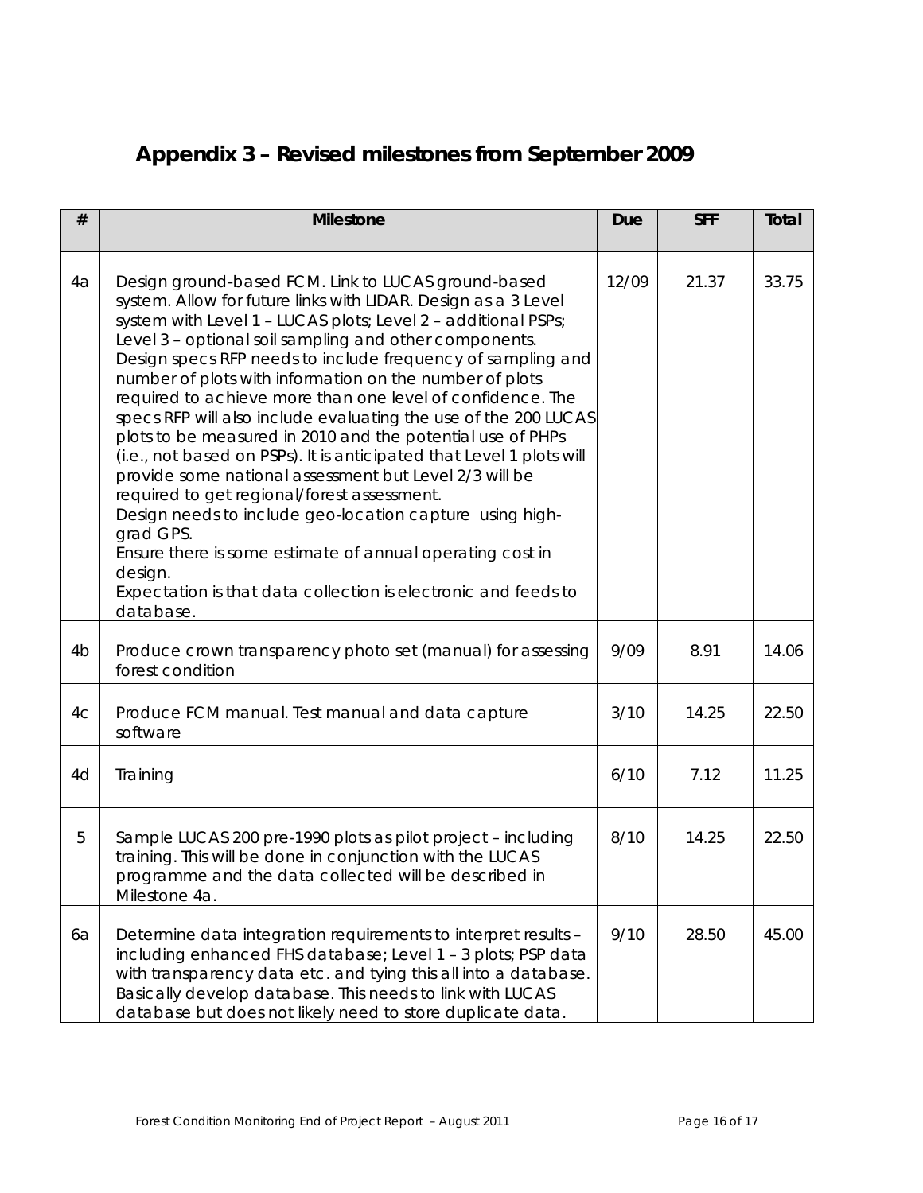# Appendix 3 – Revised milestones from September 2009

| # | Milestone | Due | SFF | Total |
|---|---|---|---|---|
| 4a | Design ground-based FCM. Link to LUCAS ground-based system. Allow for future links with LIDAR. Design as a 3 Level system with Level 1 – LUCAS plots; Level 2 – additional PSPs; Level 3 – optional soil sampling and other components. Design specs RFP needs to include frequency of sampling and number of plots with information on the number of plots required to achieve more than one level of confidence. The specs RFP will also include evaluating the use of the 200 LUCAS plots to be measured in 2010 and the potential use of PHPs (i.e., not based on PSPs). It is anticipated that Level 1 plots will provide some national assessment but Level 2/3 will be required to get regional/forest assessment.<br>Design needs to include geo-location capture using high-grad GPS.<br>Ensure there is some estimate of annual operating cost in design.<br>Expectation is that data collection is electronic and feeds to database. | 12/09 | 21.37 | 33.75 |
| 4b | Produce crown transparency photo set (manual) for assessing forest condition | 9/09 | 8.91 | 14.06 |
| 4c | Produce FCM manual. Test manual and data capture software | 3/10 | 14.25 | 22.50 |
| 4d | Training | 6/10 | 7.12 | 11.25 |
| 5 | Sample LUCAS 200 pre-1990 plots as pilot project – including training. This will be done in conjunction with the LUCAS programme and the data collected will be described in Milestone 4a. | 8/10 | 14.25 | 22.50 |
| 6a | Determine data integration requirements to interpret results – including enhanced FHS database; Level 1 – 3 plots; PSP data with transparency data etc. and tying this all into a database. Basically develop database. This needs to link with LUCAS database but does not likely need to store duplicate data. | 9/10 | 28.50 | 45.00 |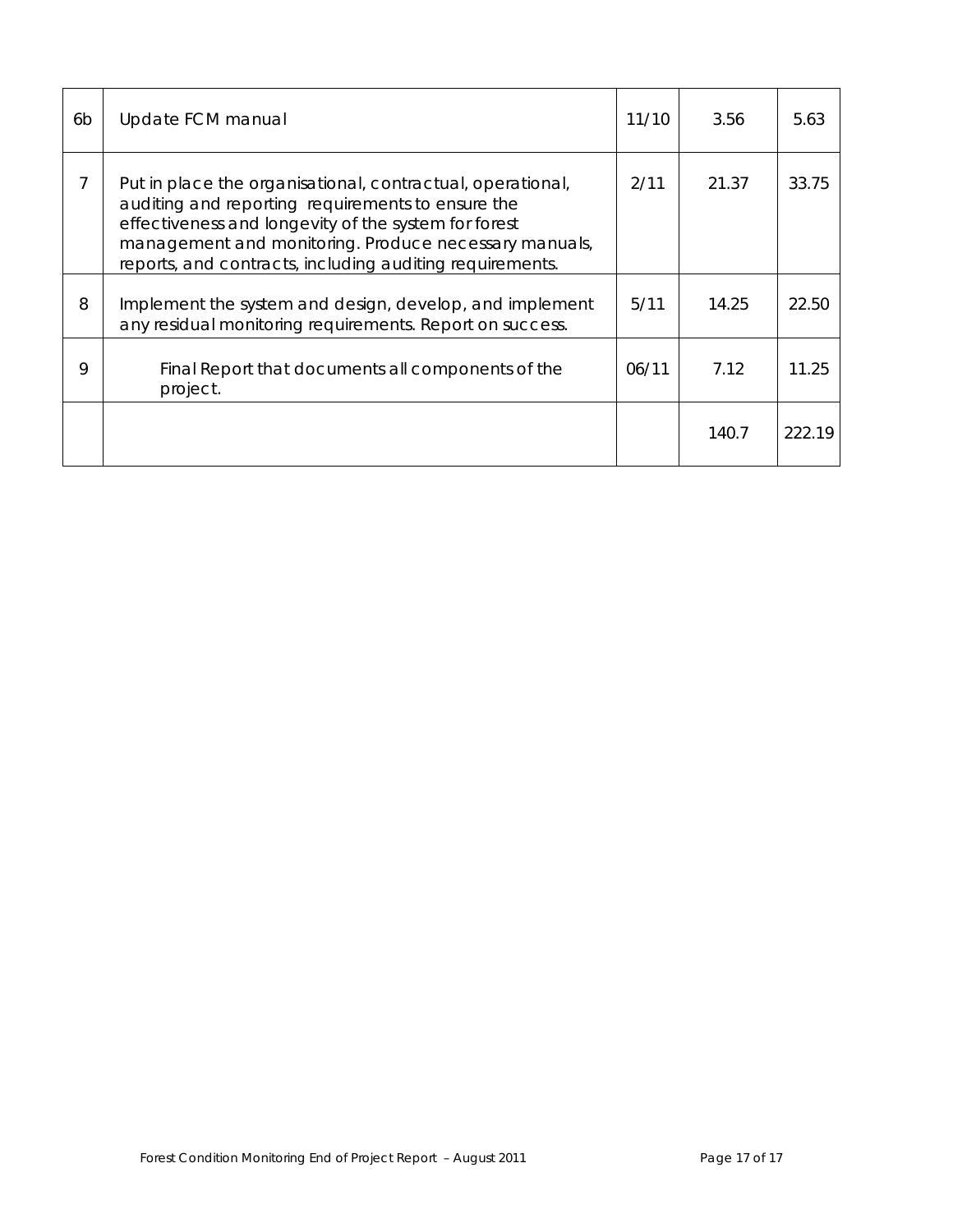| | | | | |
|---|---|---|---|---|
| 6b | Update FCM manual | 11/10 | 3.56 | 5.63 |
| 7 | Put in place the organisational, contractual, operational, auditing and reporting requirements to ensure the effectiveness and longevity of the system for forest management and monitoring. Produce necessary manuals, reports, and contracts, including auditing requirements. | 2/11 | 21.37 | 33.75 |
| 8 | Implement the system and design, develop, and implement any residual monitoring requirements. Report on success. | 5/11 | 14.25 | 22.50 |
| 9 | Final Report that documents all components of the project. | 06/11 | 7.12 | 11.25 |
| | | | 140.7 | 222.19 |